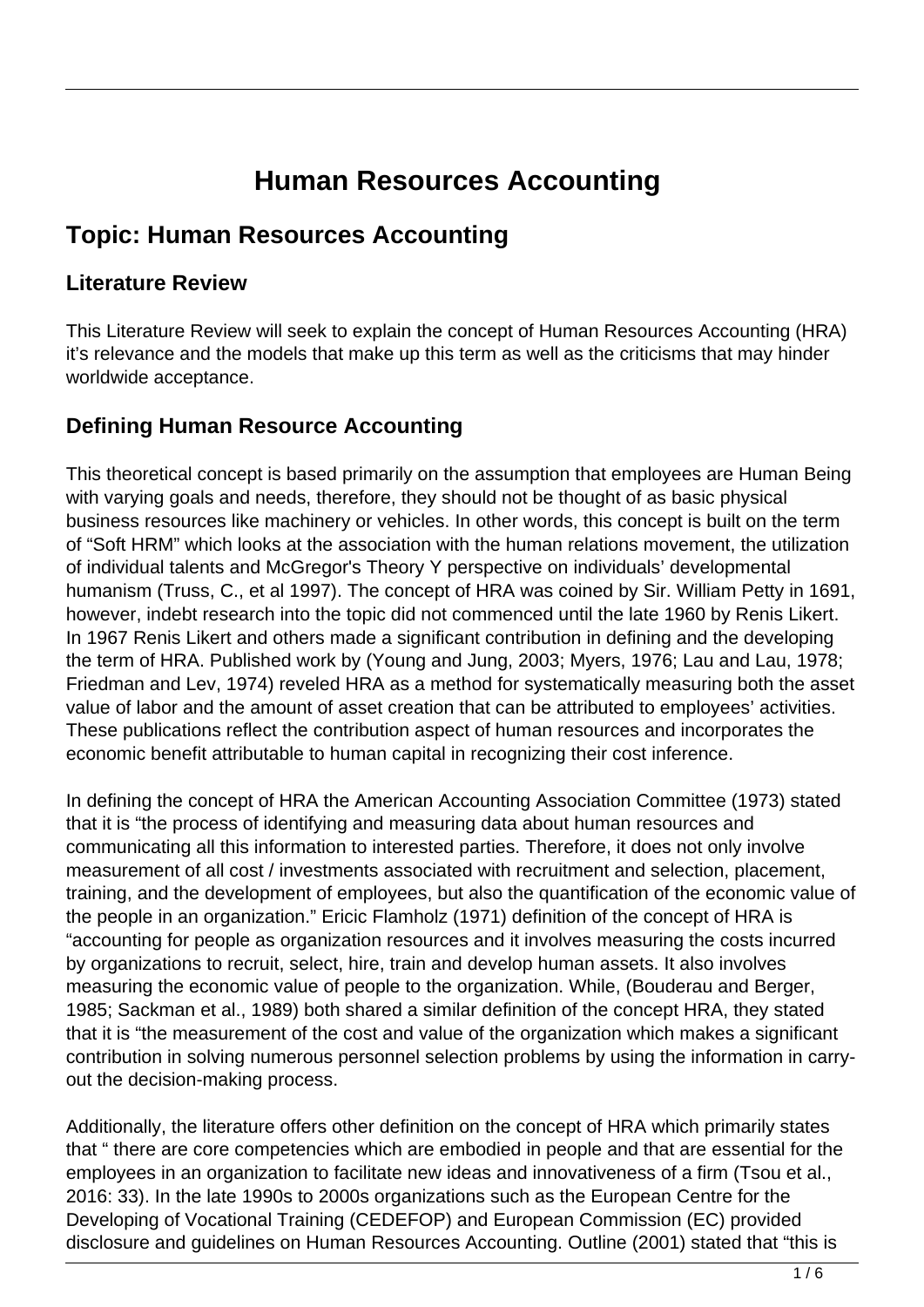# Human Resources Accounting

## Topic: Human Resources Accounting

### Literature Review

This Literature Review will seek to explain the concept of Human Resources Accounting (HRA) it's relevance and the models that make up this term as well as the criticisms that may hinder worldwide acceptance.

### Defining Human Resource Accounting

This theoretical concept is based primarily on the assumption that employees are Human Being with varying goals and needs, therefore, they should not be thought of as basic physical business resources like machinery or vehicles. In other words, this concept is built on the term of "Soft HRM" which looks at the association with the human relations movement, the utilization of individual talents and McGregor's Theory Y perspective on individuals' developmental humanism (Truss, C., et al 1997). The concept of HRA was coined by Sir. William Petty in 1691, however, indebt research into the topic did not commenced until the late 1960 by Renis Likert. In 1967 Renis Likert and others made a significant contribution in defining and the developing the term of HRA. Published work by (Young and Jung, 2003; Myers, 1976; Lau and Lau, 1978; Friedman and Lev, 1974) reveled HRA as a method for systematically measuring both the asset value of labor and the amount of asset creation that can be attributed to employees' activities. These publications reflect the contribution aspect of human resources and incorporates the economic benefit attributable to human capital in recognizing their cost inference.

In defining the concept of HRA the American Accounting Association Committee (1973) stated that it is "the process of identifying and measuring data about human resources and communicating all this information to interested parties. Therefore, it does not only involve measurement of all cost / investments associated with recruitment and selection, placement, training, and the development of employees, but also the quantification of the economic value of the people in an organization." Ericic Flamholz (1971) definition of the concept of HRA is "accounting for people as organization resources and it involves measuring the costs incurred by organizations to recruit, select, hire, train and develop human assets. It also involves measuring the economic value of people to the organization. While, (Bouderau and Berger, 1985; Sackman et al., 1989) both shared a similar definition of the concept HRA, they stated that it is "the measurement of the cost and value of the organization which makes a significant contribution in solving numerous personnel selection problems by using the information in carry-out the decision-making process.

Additionally, the literature offers other definition on the concept of HRA which primarily states that " there are core competencies which are embodied in people and that are essential for the employees in an organization to facilitate new ideas and innovativeness of a firm (Tsou et al., 2016: 33). In the late 1990s to 2000s organizations such as the European Centre for the Developing of Vocational Training (CEDEFOP) and European Commission (EC) provided disclosure and guidelines on Human Resources Accounting. Outline (2001) stated that "this is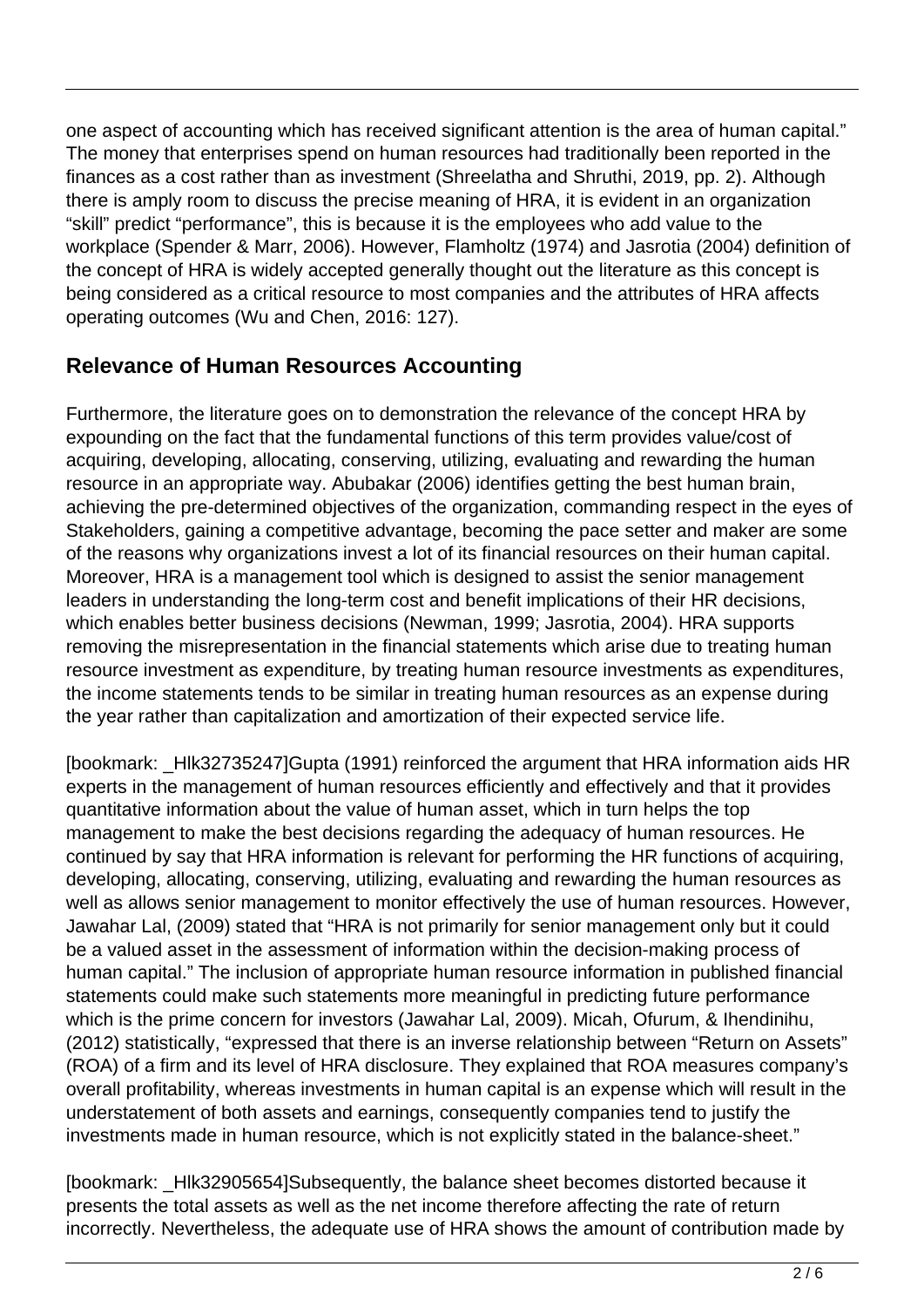one aspect of accounting which has received significant attention is the area of human capital." The money that enterprises spend on human resources had traditionally been reported in the finances as a cost rather than as investment (Shreelatha and Shruthi, 2019, pp. 2). Although there is amply room to discuss the precise meaning of HRA, it is evident in an organization "skill" predict "performance", this is because it is the employees who add value to the workplace (Spender & Marr, 2006). However, Flamholtz (1974) and Jasrotia (2004) definition of the concept of HRA is widely accepted generally thought out the literature as this concept is being considered as a critical resource to most companies and the attributes of HRA affects operating outcomes (Wu and Chen, 2016: 127).

## Relevance of Human Resources Accounting

Furthermore, the literature goes on to demonstration the relevance of the concept HRA by expounding on the fact that the fundamental functions of this term provides value/cost of acquiring, developing, allocating, conserving, utilizing, evaluating and rewarding the human resource in an appropriate way. Abubakar (2006) identifies getting the best human brain, achieving the pre-determined objectives of the organization, commanding respect in the eyes of Stakeholders, gaining a competitive advantage, becoming the pace setter and maker are some of the reasons why organizations invest a lot of its financial resources on their human capital. Moreover, HRA is a management tool which is designed to assist the senior management leaders in understanding the long-term cost and benefit implications of their HR decisions, which enables better business decisions (Newman, 1999; Jasrotia, 2004). HRA supports removing the misrepresentation in the financial statements which arise due to treating human resource investment as expenditure, by treating human resource investments as expenditures, the income statements tends to be similar in treating human resources as an expense during the year rather than capitalization and amortization of their expected service life.

[bookmark: _Hlk32735247]Gupta (1991) reinforced the argument that HRA information aids HR experts in the management of human resources efficiently and effectively and that it provides quantitative information about the value of human asset, which in turn helps the top management to make the best decisions regarding the adequacy of human resources. He continued by say that HRA information is relevant for performing the HR functions of acquiring, developing, allocating, conserving, utilizing, evaluating and rewarding the human resources as well as allows senior management to monitor effectively the use of human resources. However, Jawahar Lal, (2009) stated that "HRA is not primarily for senior management only but it could be a valued asset in the assessment of information within the decision-making process of human capital." The inclusion of appropriate human resource information in published financial statements could make such statements more meaningful in predicting future performance which is the prime concern for investors (Jawahar Lal, 2009). Micah, Ofurum, & Ihendinihu, (2012) statistically, "expressed that there is an inverse relationship between "Return on Assets" (ROA) of a firm and its level of HRA disclosure. They explained that ROA measures company's overall profitability, whereas investments in human capital is an expense which will result in the understatement of both assets and earnings, consequently companies tend to justify the investments made in human resource, which is not explicitly stated in the balance-sheet."

[bookmark: _Hlk32905654]Subsequently, the balance sheet becomes distorted because it presents the total assets as well as the net income therefore affecting the rate of return incorrectly. Nevertheless, the adequate use of HRA shows the amount of contribution made by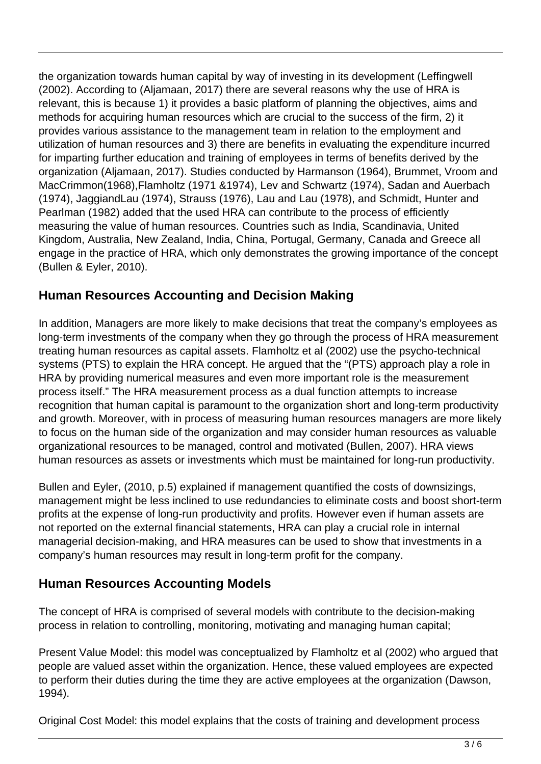the organization towards human capital by way of investing in its development (Leffingwell (2002). According to (Aljamaan, 2017) there are several reasons why the use of HRA is relevant, this is because 1) it provides a basic platform of planning the objectives, aims and methods for acquiring human resources which are crucial to the success of the firm, 2) it provides various assistance to the management team in relation to the employment and utilization of human resources and 3) there are benefits in evaluating the expenditure incurred for imparting further education and training of employees in terms of benefits derived by the organization (Aljamaan, 2017). Studies conducted by Harmanson (1964), Brummet, Vroom and MacCrimmon(1968),Flamholtz (1971 &1974), Lev and Schwartz (1974), Sadan and Auerbach (1974), JaggiandLau (1974), Strauss (1976), Lau and Lau (1978), and Schmidt, Hunter and Pearlman (1982) added that the used HRA can contribute to the process of efficiently measuring the value of human resources. Countries such as India, Scandinavia, United Kingdom, Australia, New Zealand, India, China, Portugal, Germany, Canada and Greece all engage in the practice of HRA, which only demonstrates the growing importance of the concept (Bullen & Eyler, 2010).

## Human Resources Accounting and Decision Making

In addition, Managers are more likely to make decisions that treat the company's employees as long-term investments of the company when they go through the process of HRA measurement treating human resources as capital assets. Flamholtz et al (2002) use the psycho-technical systems (PTS) to explain the HRA concept. He argued that the "(PTS) approach play a role in HRA by providing numerical measures and even more important role is the measurement process itself." The HRA measurement process as a dual function attempts to increase recognition that human capital is paramount to the organization short and long-term productivity and growth. Moreover, with in process of measuring human resources managers are more likely to focus on the human side of the organization and may consider human resources as valuable organizational resources to be managed, control and motivated (Bullen, 2007). HRA views human resources as assets or investments which must be maintained for long-run productivity.

Bullen and Eyler, (2010, p.5) explained if management quantified the costs of downsizings, management might be less inclined to use redundancies to eliminate costs and boost short-term profits at the expense of long-run productivity and profits. However even if human assets are not reported on the external financial statements, HRA can play a crucial role in internal managerial decision-making, and HRA measures can be used to show that investments in a company's human resources may result in long-term profit for the company.

## Human Resources Accounting Models

The concept of HRA is comprised of several models with contribute to the decision-making process in relation to controlling, monitoring, motivating and managing human capital;

Present Value Model: this model was conceptualized by Flamholtz et al (2002) who argued that people are valued asset within the organization. Hence, these valued employees are expected to perform their duties during the time they are active employees at the organization (Dawson, 1994).

Original Cost Model: this model explains that the costs of training and development process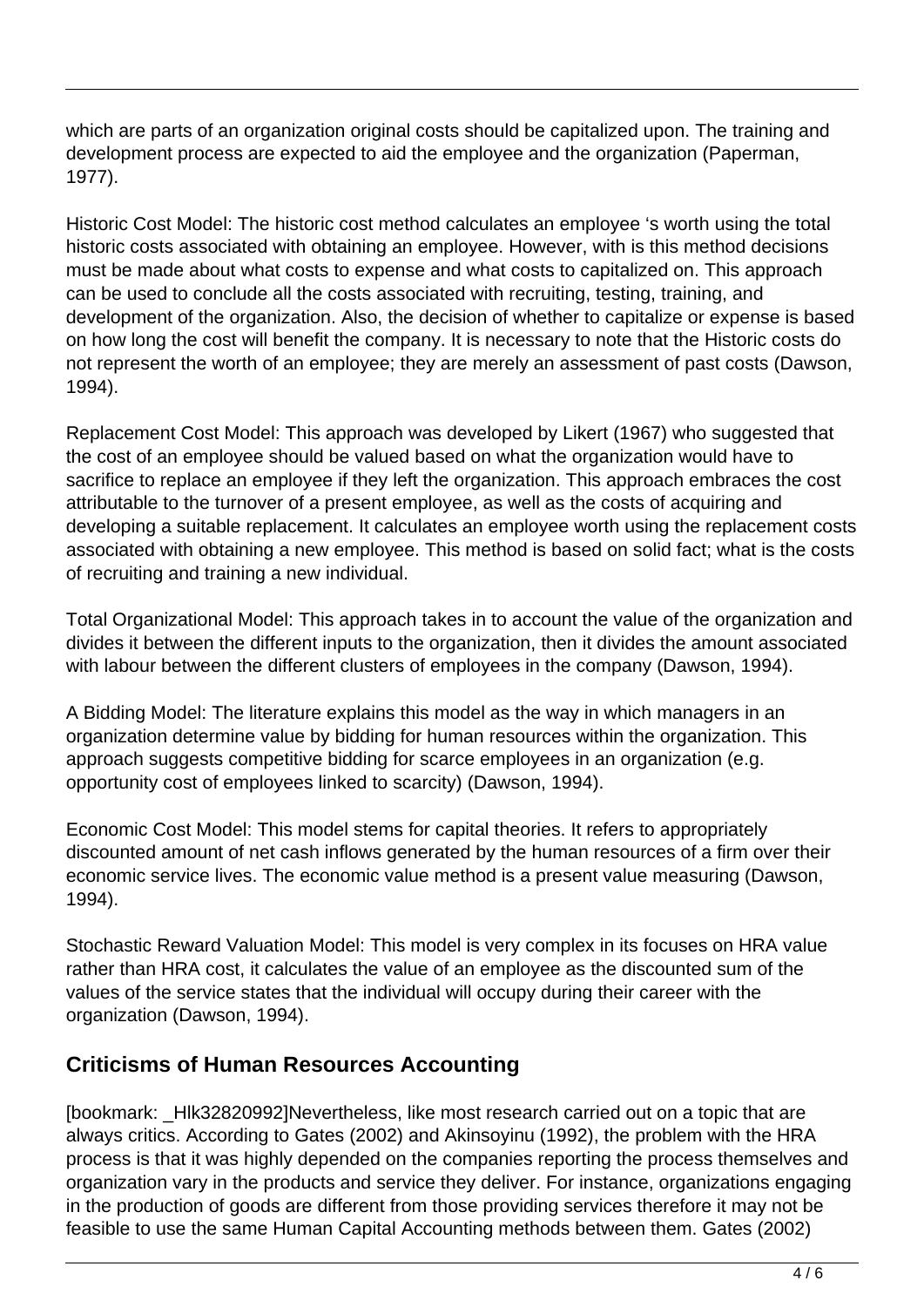which are parts of an organization original costs should be capitalized upon. The training and development process are expected to aid the employee and the organization (Paperman, 1977).

Historic Cost Model: The historic cost method calculates an employee 's worth using the total historic costs associated with obtaining an employee. However, with is this method decisions must be made about what costs to expense and what costs to capitalized on. This approach can be used to conclude all the costs associated with recruiting, testing, training, and development of the organization. Also, the decision of whether to capitalize or expense is based on how long the cost will benefit the company. It is necessary to note that the Historic costs do not represent the worth of an employee; they are merely an assessment of past costs (Dawson, 1994).

Replacement Cost Model: This approach was developed by Likert (1967) who suggested that the cost of an employee should be valued based on what the organization would have to sacrifice to replace an employee if they left the organization. This approach embraces the cost attributable to the turnover of a present employee, as well as the costs of acquiring and developing a suitable replacement. It calculates an employee worth using the replacement costs associated with obtaining a new employee. This method is based on solid fact; what is the costs of recruiting and training a new individual.

Total Organizational Model: This approach takes in to account the value of the organization and divides it between the different inputs to the organization, then it divides the amount associated with labour between the different clusters of employees in the company (Dawson, 1994).

A Bidding Model: The literature explains this model as the way in which managers in an organization determine value by bidding for human resources within the organization. This approach suggests competitive bidding for scarce employees in an organization (e.g. opportunity cost of employees linked to scarcity) (Dawson, 1994).

Economic Cost Model: This model stems for capital theories. It refers to appropriately discounted amount of net cash inflows generated by the human resources of a firm over their economic service lives. The economic value method is a present value measuring (Dawson, 1994).

Stochastic Reward Valuation Model: This model is very complex in its focuses on HRA value rather than HRA cost, it calculates the value of an employee as the discounted sum of the values of the service states that the individual will occupy during their career with the organization (Dawson, 1994).

## Criticisms of Human Resources Accounting

[bookmark: _Hlk32820992]Nevertheless, like most research carried out on a topic that are always critics. According to Gates (2002) and Akinsoyinu (1992), the problem with the HRA process is that it was highly depended on the companies reporting the process themselves and organization vary in the products and service they deliver. For instance, organizations engaging in the production of goods are different from those providing services therefore it may not be feasible to use the same Human Capital Accounting methods between them. Gates (2002)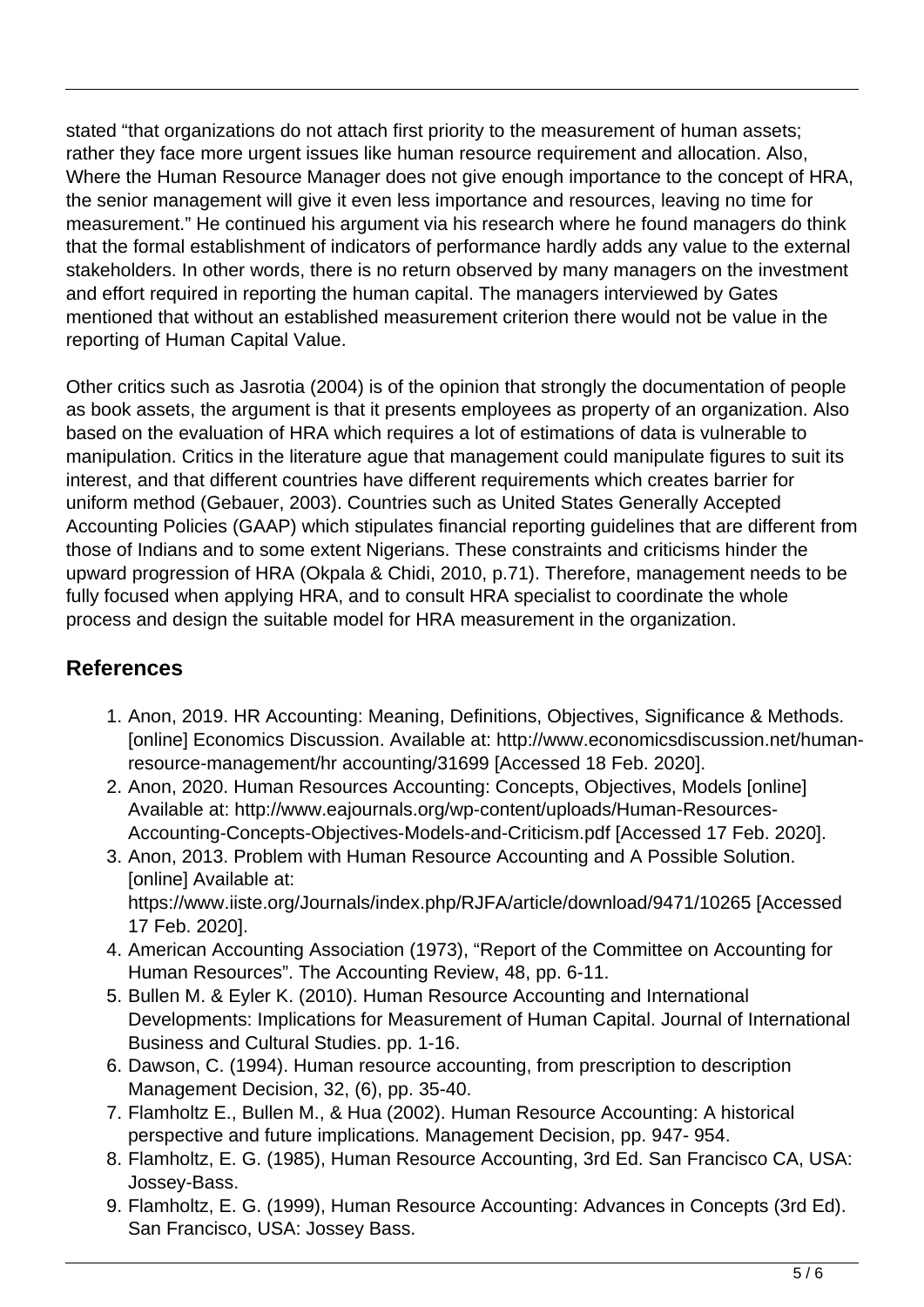stated "that organizations do not attach first priority to the measurement of human assets; rather they face more urgent issues like human resource requirement and allocation. Also, Where the Human Resource Manager does not give enough importance to the concept of HRA, the senior management will give it even less importance and resources, leaving no time for measurement." He continued his argument via his research where he found managers do think that the formal establishment of indicators of performance hardly adds any value to the external stakeholders. In other words, there is no return observed by many managers on the investment and effort required in reporting the human capital. The managers interviewed by Gates mentioned that without an established measurement criterion there would not be value in the reporting of Human Capital Value.

Other critics such as Jasrotia (2004) is of the opinion that strongly the documentation of people as book assets, the argument is that it presents employees as property of an organization. Also based on the evaluation of HRA which requires a lot of estimations of data is vulnerable to manipulation. Critics in the literature ague that management could manipulate figures to suit its interest, and that different countries have different requirements which creates barrier for uniform method (Gebauer, 2003). Countries such as United States Generally Accepted Accounting Policies (GAAP) which stipulates financial reporting guidelines that are different from those of Indians and to some extent Nigerians. These constraints and criticisms hinder the upward progression of HRA (Okpala & Chidi, 2010, p.71). Therefore, management needs to be fully focused when applying HRA, and to consult HRA specialist to coordinate the whole process and design the suitable model for HRA measurement in the organization.

## References

1. Anon, 2019. HR Accounting: Meaning, Definitions, Objectives, Significance & Methods. [online] Economics Discussion. Available at: http://www.economicsdiscussion.net/human-resource-management/hr accounting/31699 [Accessed 18 Feb. 2020].
2. Anon, 2020. Human Resources Accounting: Concepts, Objectives, Models [online] Available at: http://www.eajournals.org/wp-content/uploads/Human-Resources-Accounting-Concepts-Objectives-Models-and-Criticism.pdf [Accessed 17 Feb. 2020].
3. Anon, 2013. Problem with Human Resource Accounting and A Possible Solution. [online] Available at: https://www.iiste.org/Journals/index.php/RJFA/article/download/9471/10265 [Accessed 17 Feb. 2020].
4. American Accounting Association (1973), "Report of the Committee on Accounting for Human Resources". The Accounting Review, 48, pp. 6-11.
5. Bullen M. & Eyler K. (2010). Human Resource Accounting and International Developments: Implications for Measurement of Human Capital. Journal of International Business and Cultural Studies. pp. 1-16.
6. Dawson, C. (1994). Human resource accounting, from prescription to description Management Decision, 32, (6), pp. 35-40.
7. Flamholtz E., Bullen M., & Hua (2002). Human Resource Accounting: A historical perspective and future implications. Management Decision, pp. 947- 954.
8. Flamholtz, E. G. (1985), Human Resource Accounting, 3rd Ed. San Francisco CA, USA: Jossey-Bass.
9. Flamholtz, E. G. (1999), Human Resource Accounting: Advances in Concepts (3rd Ed). San Francisco, USA: Jossey Bass.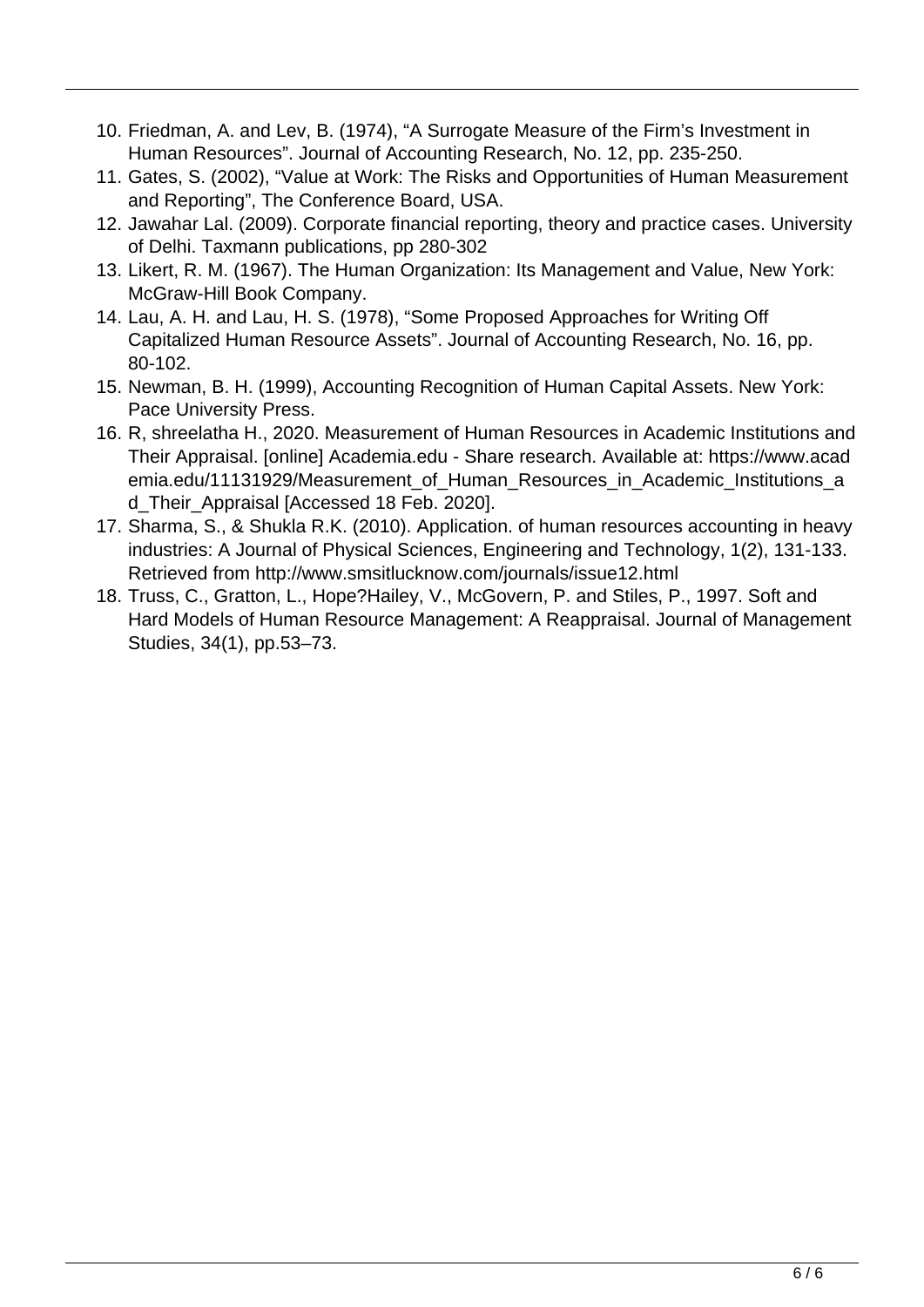10. Friedman, A. and Lev, B. (1974), “A Surrogate Measure of the Firm’s Investment in Human Resources”. Journal of Accounting Research, No. 12, pp. 235-250.
11. Gates, S. (2002), “Value at Work: The Risks and Opportunities of Human Measurement and Reporting”, The Conference Board, USA.
12. Jawahar Lal. (2009). Corporate financial reporting, theory and practice cases. University of Delhi. Taxmann publications, pp 280-302
13. Likert, R. M. (1967). The Human Organization: Its Management and Value, New York: McGraw-Hill Book Company.
14. Lau, A. H. and Lau, H. S. (1978), “Some Proposed Approaches for Writing Off Capitalized Human Resource Assets”. Journal of Accounting Research, No. 16, pp. 80-102.
15. Newman, B. H. (1999), Accounting Recognition of Human Capital Assets. New York: Pace University Press.
16. R, shreelatha H., 2020. Measurement of Human Resources in Academic Institutions and Their Appraisal. [online] Academia.edu - Share research. Available at: https://www.academia.edu/11131929/Measurement_of_Human_Resources_in_Academic_Institutions_ad_Their_Appraisal [Accessed 18 Feb. 2020].
17. Sharma, S., & Shukla R.K. (2010). Application. of human resources accounting in heavy industries: A Journal of Physical Sciences, Engineering and Technology, 1(2), 131-133. Retrieved from http://www.smsitlucknow.com/journals/issue12.html
18. Truss, C., Gratton, L., Hope?Hailey, V., McGovern, P. and Stiles, P., 1997. Soft and Hard Models of Human Resource Management: A Reappraisal. Journal of Management Studies, 34(1), pp.53–73.